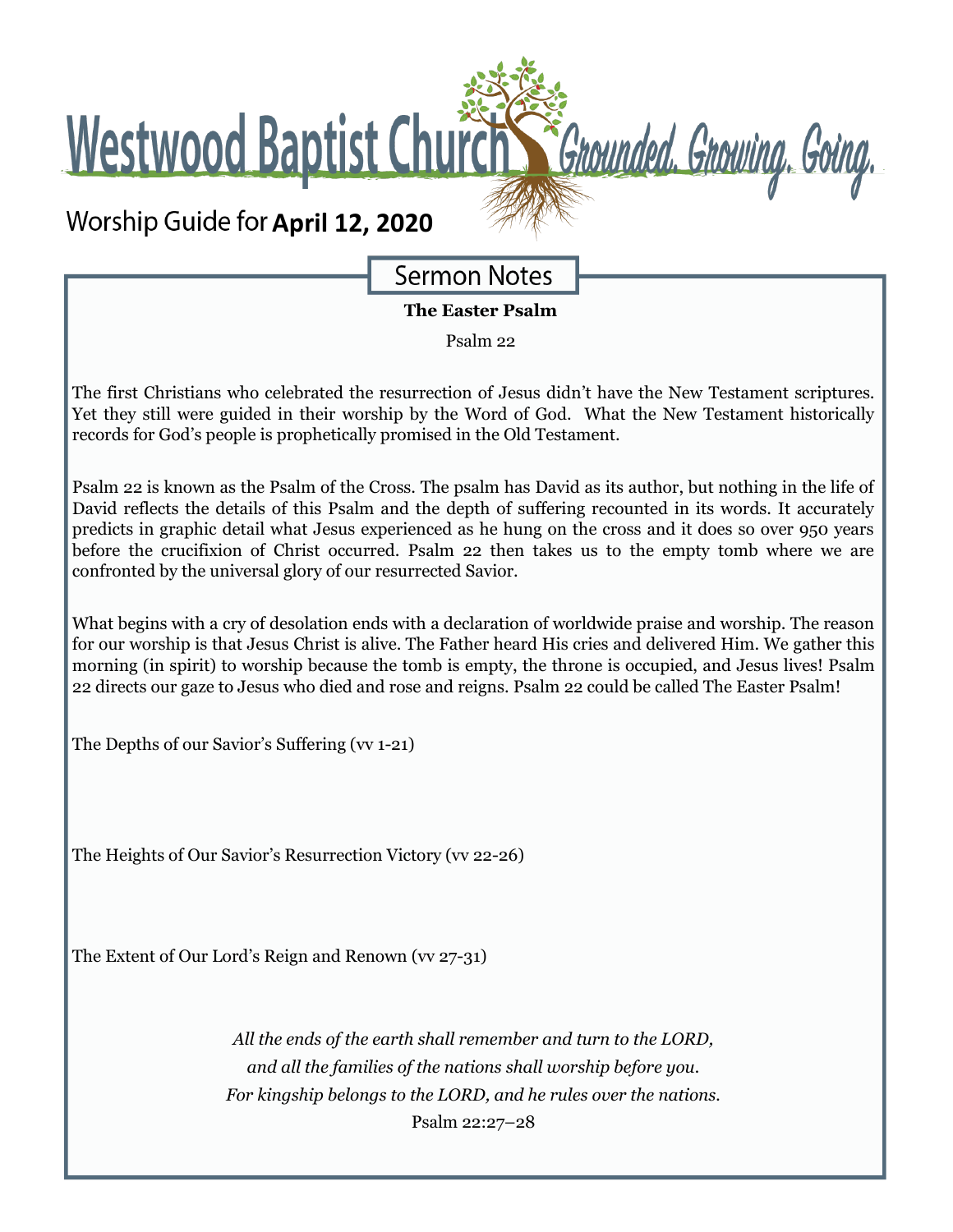# Westwood Baptist Church

*Grounded. Growing. Going.*

Worship Guide for **April 12, 2020**

## Sermon Notes

**The Easter Psalm**

Psalm 22

The first Christians who celebrated the resurrection of Jesus didn't have the New Testament scriptures. Yet they still were guided in their worship by the Word of God. What the New Testament historically records for God's people is prophetically promised in the Old Testament.

Psalm 22 is known as the Psalm of the Cross. The psalm has David as its author, but nothing in the life of David reflects the details of this Psalm and the depth of suffering recounted in its words. It accurately predicts in graphic detail what Jesus experienced as he hung on the cross and it does so over 950 years before the crucifixion of Christ occurred. Psalm 22 then takes us to the empty tomb where we are confronted by the universal glory of our resurrected Savior.

What begins with a cry of desolation ends with a declaration of worldwide praise and worship. The reason for our worship is that Jesus Christ is alive. The Father heard His cries and delivered Him. We gather this morning (in spirit) to worship because the tomb is empty, the throne is occupied, and Jesus lives! Psalm 22 directs our gaze to Jesus who died and rose and reigns. Psalm 22 could be called The Easter Psalm!

The Depths of our Savior's Suffering (vv 1-21)

The Heights of Our Savior's Resurrection Victory (vv 22-26)

The Extent of Our Lord's Reign and Renown (vv 27-31)

*All the ends of the earth shall remember and turn to the LORD,*
*and all the families of the nations shall worship before you.*
*For kingship belongs to the LORD, and he rules over the nations.*
Psalm 22:27–28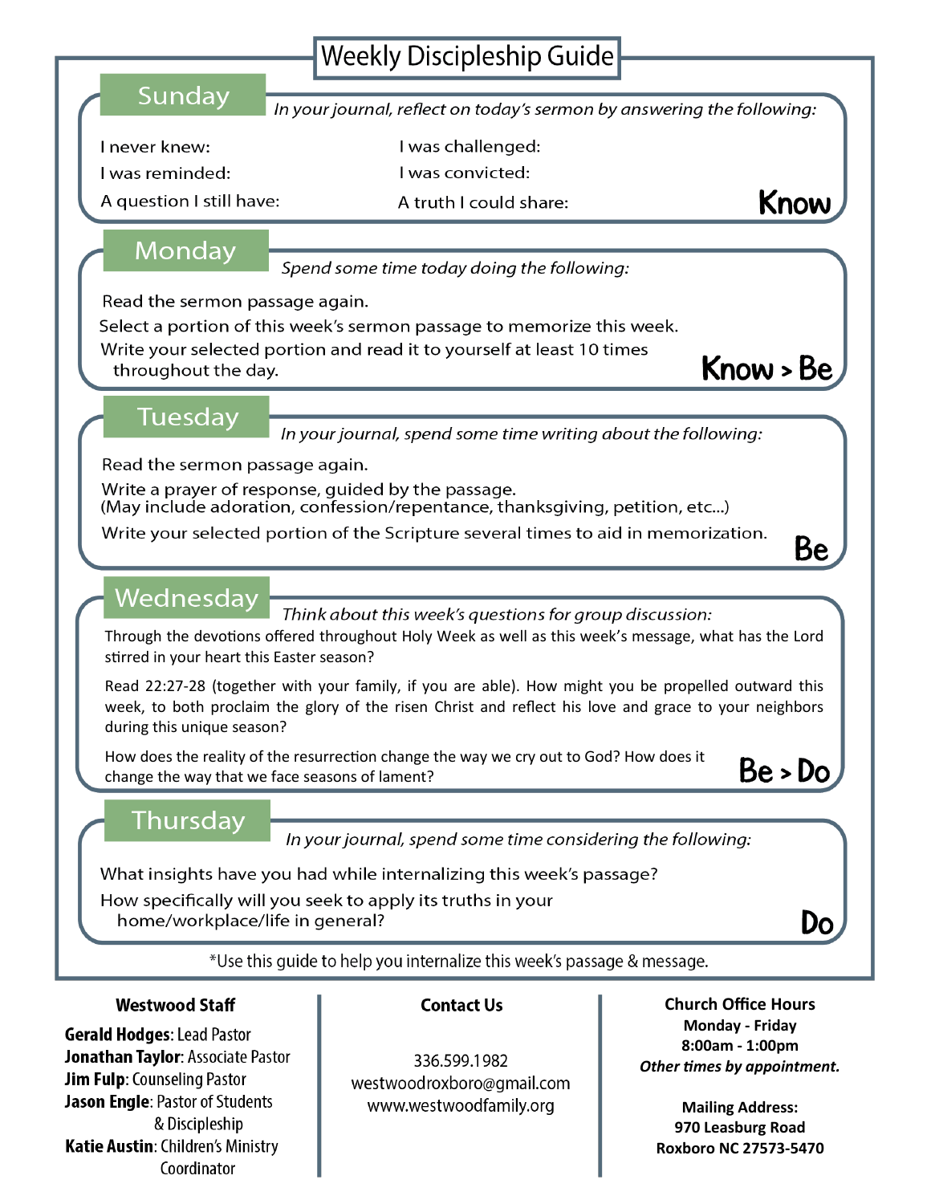# Weekly Discipleship Guide

## Sunday

*In your journal, reflect on today's sermon by answering the following:*

I never knew:

I was reminded:

A question I still have:

I was challenged:

I was convicted:

A truth I could share:

**Know**

## Monday

*Spend some time today doing the following:*

Read the sermon passage again.

Select a portion of this week's sermon passage to memorize this week.

Write your selected portion and read it to yourself at least 10 times throughout the day.

**Know > Be**

## Tuesday

*In your journal, spend some time writing about the following:*

Read the sermon passage again.

Write a prayer of response, guided by the passage.
(May include adoration, confession/repentance, thanksgiving, petition, etc...)

Write your selected portion of the Scripture several times to aid in memorization.

**Be**

## Wednesday

*Think about this week's questions for group discussion:*

Through the devotions offered throughout Holy Week as well as this week's message, what has the Lord stirred in your heart this Easter season?

Read 22:27-28 (together with your family, if you are able). How might you be propelled outward this week, to both proclaim the glory of the risen Christ and reflect his love and grace to your neighbors during this unique season?

How does the reality of the resurrection change the way we cry out to God? How does it change the way that we face seasons of lament?

**Be > Do**

## Thursday

*In your journal, spend some time considering the following:*

What insights have you had while internalizing this week's passage?

How specifically will you seek to apply its truths in your home/workplace/life in general?

**Do**

*Use this guide to help you internalize this week's passage & message.

### Westwood Staff

**Gerald Hodges**: Lead Pastor
**Jonathan Taylor**: Associate Pastor
**Jim Fulp**: Counseling Pastor
**Jason Engle**: Pastor of Students & Discipleship
**Katie Austin**: Children's Ministry Coordinator

### Contact Us

336.599.1982
westwoodroxboro@gmail.com
www.westwoodfamily.org

### Church Office Hours

**Monday - Friday**
**8:00am - 1:00pm**
***Other times by appointment.***

**Mailing Address:**
**970 Leasburg Road**
**Roxboro NC 27573-5470**